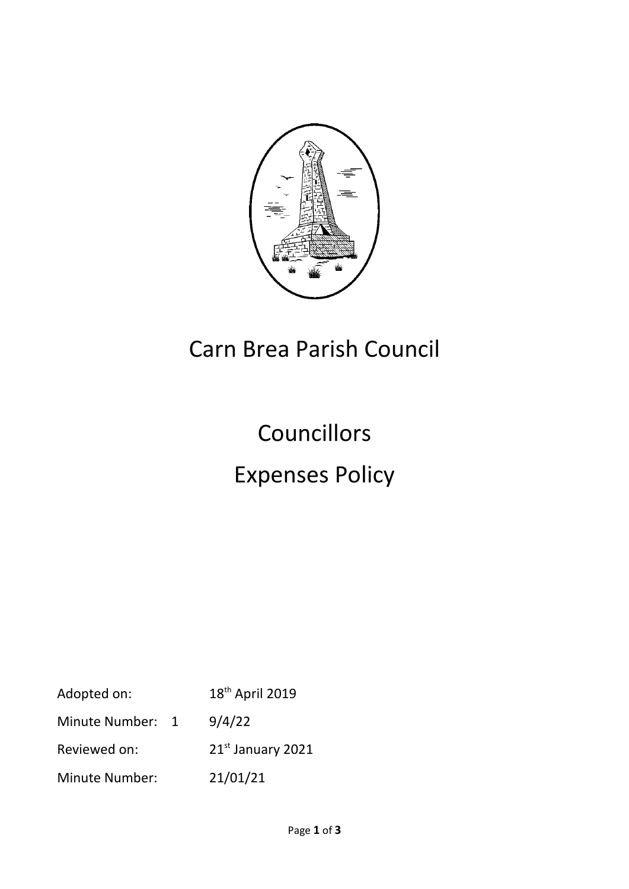# Carn Brea Parish Council

# Councillors

# Expenses Policy

| | |
|---|---|
| Adopted on: | 18th April 2019 |
| Minute Number: 1 | 9/4/22 |
| Reviewed on: | 21st January 2021 |
| Minute Number: | 21/01/21 |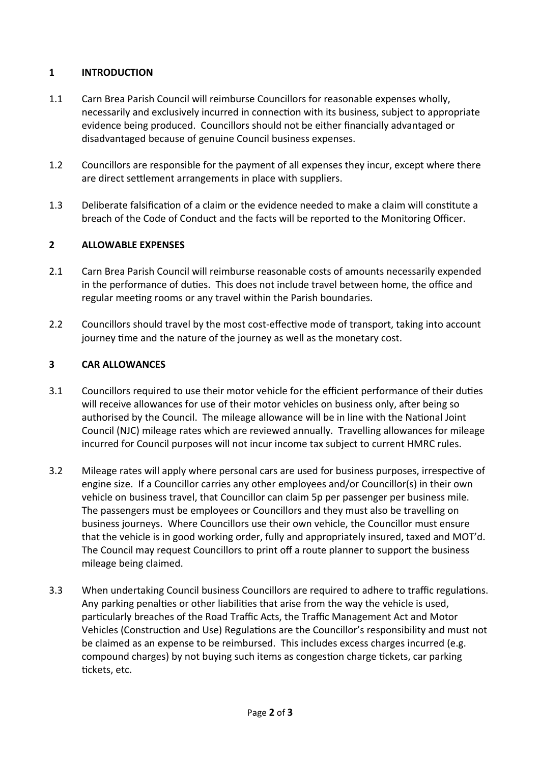## 1 INTRODUCTION

1.1 Carn Brea Parish Council will reimburse Councillors for reasonable expenses wholly, necessarily and exclusively incurred in connection with its business, subject to appropriate evidence being produced. Councillors should not be either financially advantaged or disadvantaged because of genuine Council business expenses.

1.2 Councillors are responsible for the payment of all expenses they incur, except where there are direct settlement arrangements in place with suppliers.

1.3 Deliberate falsification of a claim or the evidence needed to make a claim will constitute a breach of the Code of Conduct and the facts will be reported to the Monitoring Officer.

## 2 ALLOWABLE EXPENSES

2.1 Carn Brea Parish Council will reimburse reasonable costs of amounts necessarily expended in the performance of duties. This does not include travel between home, the office and regular meeting rooms or any travel within the Parish boundaries.

2.2 Councillors should travel by the most cost-effective mode of transport, taking into account journey time and the nature of the journey as well as the monetary cost.

## 3 CAR ALLOWANCES

3.1 Councillors required to use their motor vehicle for the efficient performance of their duties will receive allowances for use of their motor vehicles on business only, after being so authorised by the Council. The mileage allowance will be in line with the National Joint Council (NJC) mileage rates which are reviewed annually. Travelling allowances for mileage incurred for Council purposes will not incur income tax subject to current HMRC rules.

3.2 Mileage rates will apply where personal cars are used for business purposes, irrespective of engine size. If a Councillor carries any other employees and/or Councillor(s) in their own vehicle on business travel, that Councillor can claim 5p per passenger per business mile. The passengers must be employees or Councillors and they must also be travelling on business journeys. Where Councillors use their own vehicle, the Councillor must ensure that the vehicle is in good working order, fully and appropriately insured, taxed and MOT'd. The Council may request Councillors to print off a route planner to support the business mileage being claimed.

3.3 When undertaking Council business Councillors are required to adhere to traffic regulations. Any parking penalties or other liabilities that arise from the way the vehicle is used, particularly breaches of the Road Traffic Acts, the Traffic Management Act and Motor Vehicles (Construction and Use) Regulations are the Councillor's responsibility and must not be claimed as an expense to be reimbursed. This includes excess charges incurred (e.g. compound charges) by not buying such items as congestion charge tickets, car parking tickets, etc.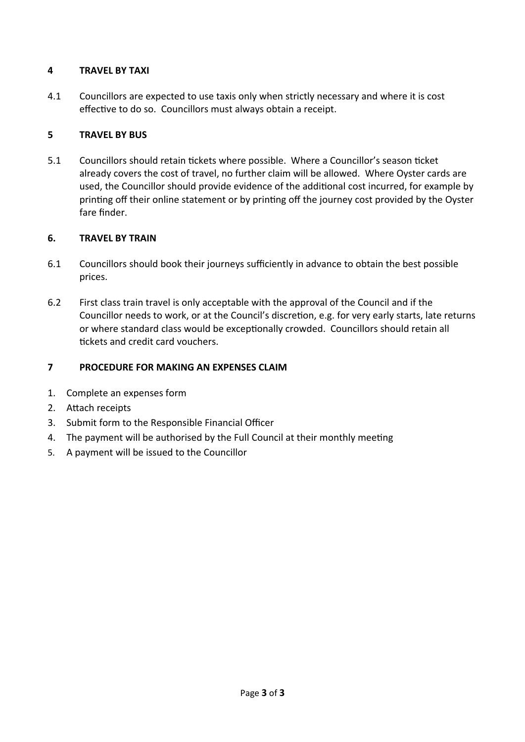## 4 TRAVEL BY TAXI

4.1 Councillors are expected to use taxis only when strictly necessary and where it is cost effective to do so. Councillors must always obtain a receipt.

## 5 TRAVEL BY BUS

5.1 Councillors should retain tickets where possible. Where a Councillor's season ticket already covers the cost of travel, no further claim will be allowed. Where Oyster cards are used, the Councillor should provide evidence of the additional cost incurred, for example by printing off their online statement or by printing off the journey cost provided by the Oyster fare finder.

## 6. TRAVEL BY TRAIN

6.1 Councillors should book their journeys sufficiently in advance to obtain the best possible prices.

6.2 First class train travel is only acceptable with the approval of the Council and if the Councillor needs to work, or at the Council's discretion, e.g. for very early starts, late returns or where standard class would be exceptionally crowded. Councillors should retain all tickets and credit card vouchers.

## 7 PROCEDURE FOR MAKING AN EXPENSES CLAIM

1. Complete an expenses form
2. Attach receipts
3. Submit form to the Responsible Financial Officer
4. The payment will be authorised by the Full Council at their monthly meeting
5. A payment will be issued to the Councillor